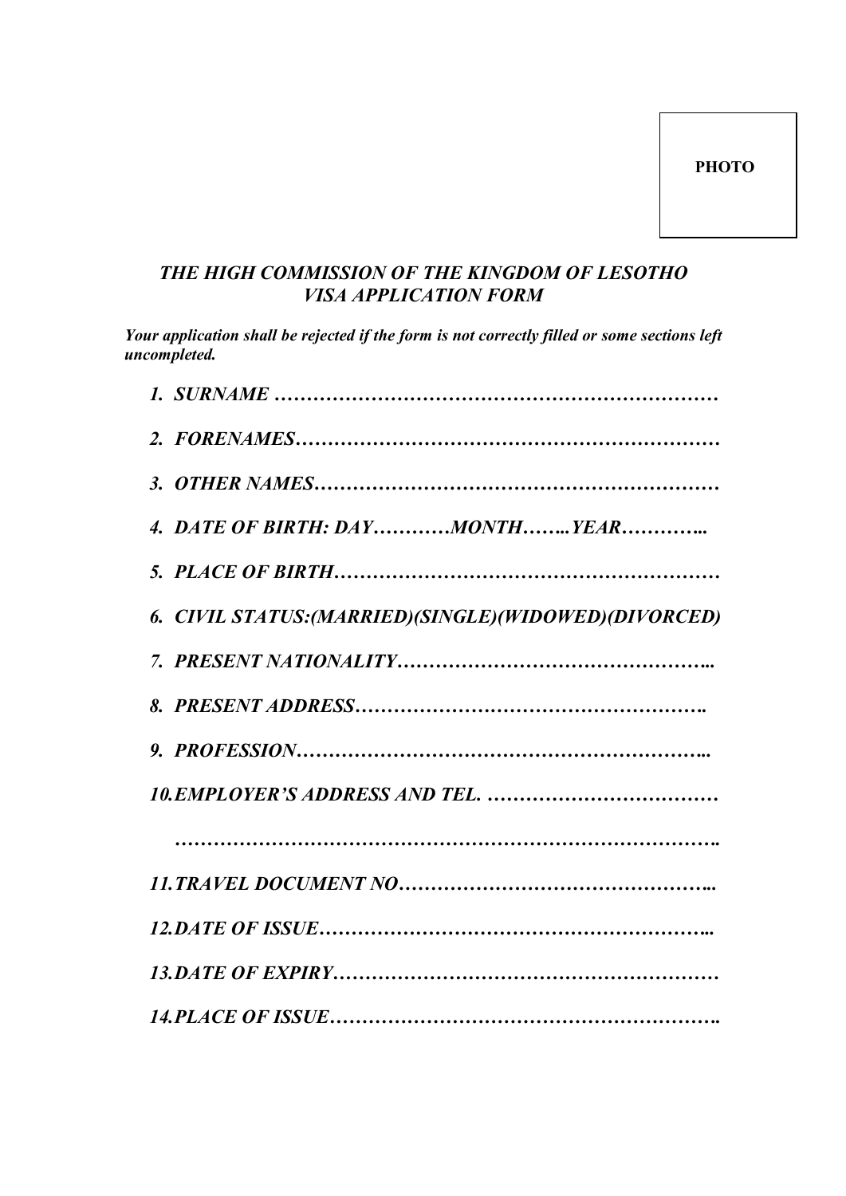PHOTO

## *THE HIGH COMMISSION OF THE KINGDOM OF LESOTHO*
## *VISA APPLICATION FORM*

***Your application shall be rejected if the form is not correctly filled or some sections left uncompleted.***

1. ***SURNAME …………………………………………………………***
2. ***FORENAMES……………………………………………………***
3. ***OTHER NAMES…………………………………………………***
4. ***DATE OF BIRTH: DAY…………MONTH……..YEAR…………..***
5. ***PLACE OF BIRTH……………………………………………***
6. ***CIVIL STATUS:(MARRIED)(SINGLE)(WIDOWED)(DIVORCED)***
7. ***PRESENT NATIONALITY……………………………………..***
8. ***PRESENT ADDRESS………………………………………….***
9. ***PROFESSION………………………………………………...***
10. ***EMPLOYER'S ADDRESS AND TEL. ………………………………***

    ***……………………………………………………………………..***
11. ***TRAVEL DOCUMENT NO……………………………………..***
12. ***DATE OF ISSUE……………………………………………...***
13. ***DATE OF EXPIRY……………………………………………***
14. ***PLACE OF ISSUE…………………………………………….***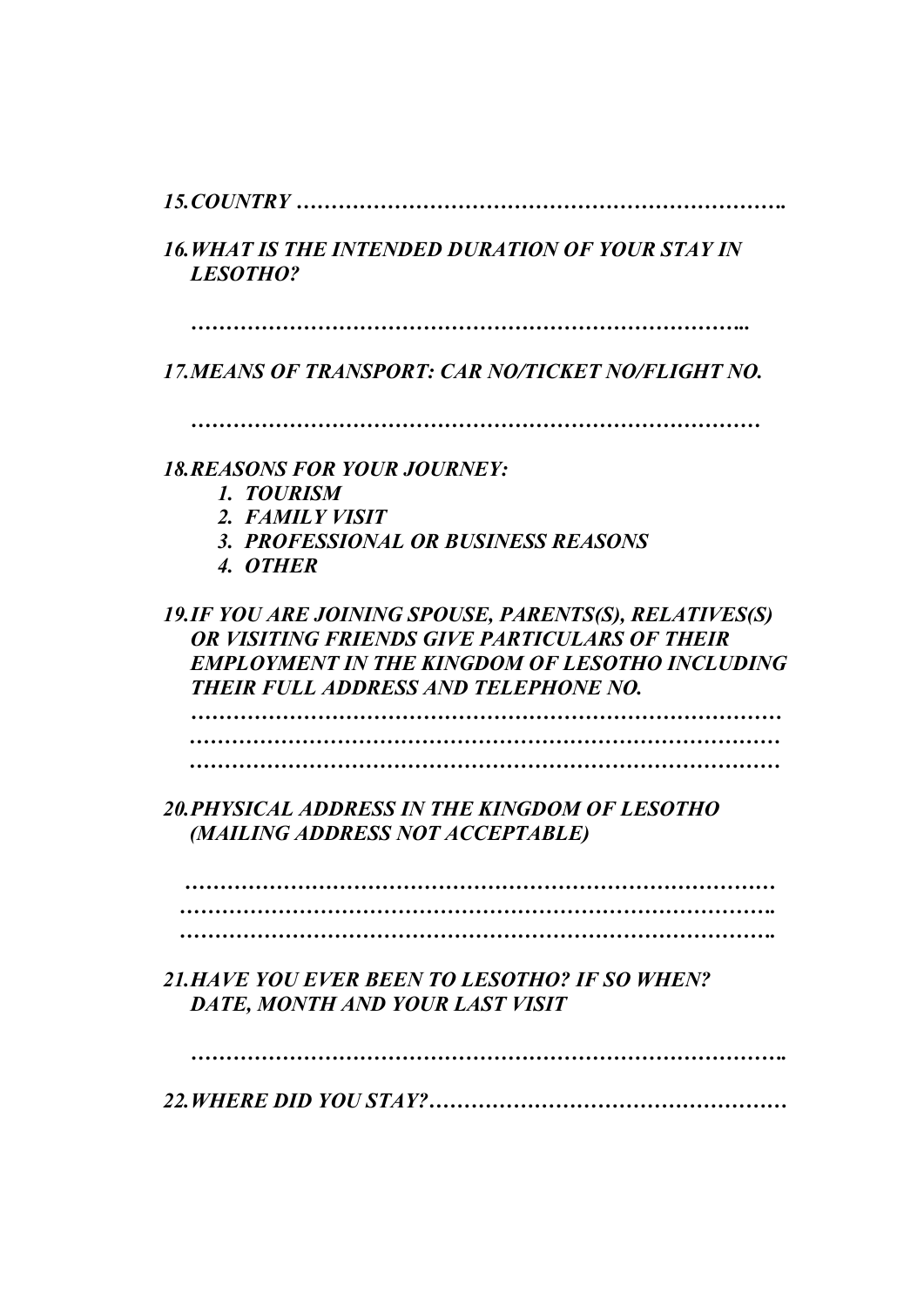*15.COUNTRY …………………………………………………………….*

*16.WHAT IS THE INTENDED DURATION OF YOUR STAY IN LESOTHO?*

*……………………………………………………………………..*

*17.MEANS OF TRANSPORT: CAR NO/TICKET NO/FLIGHT NO.*

*…………………………………………………………………………*

*18.REASONS FOR YOUR JOURNEY:*

1. *TOURISM*
2. *FAMILY VISIT*
3. *PROFESSIONAL OR BUSINESS REASONS*
4. *OTHER*

*19.IF YOU ARE JOINING SPOUSE, PARENTS(S), RELATIVES(S) OR VISITING FRIENDS GIVE PARTICULARS OF THEIR EMPLOYMENT IN THE KINGDOM OF LESOTHO INCLUDING THEIR FULL ADDRESS AND TELEPHONE NO.*

*……………………………………………………………………………*
*……………………………………………………………………………*
*……………………………………………………………………………*

*20.PHYSICAL ADDRESS IN THE KINGDOM OF LESOTHO (MAILING ADDRESS NOT ACCEPTABLE)*

*……………………………………………………………………………*
*…………………………………………………………………………….*
*…………………………………………………………………………….*

*21.HAVE YOU EVER BEEN TO LESOTHO? IF SO WHEN? DATE, MONTH AND YOUR LAST VISIT*

*…………………………………………………………………………….*

*22.WHERE DID YOU STAY?……………………………………………*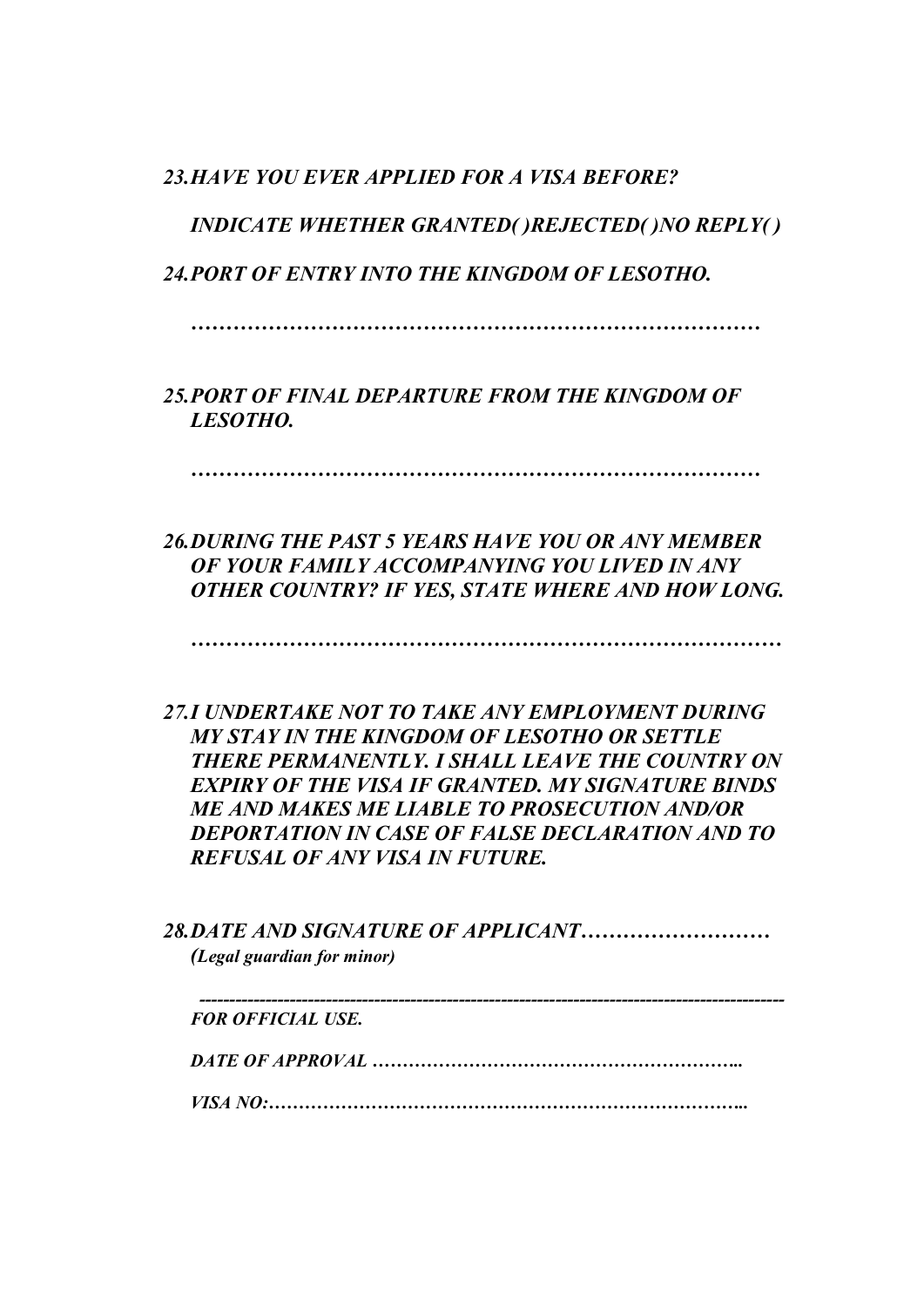*23.HAVE YOU EVER APPLIED FOR A VISA BEFORE?*

*INDICATE WHETHER GRANTED( )REJECTED( )NO REPLY( )*

*24.PORT OF ENTRY INTO THE KINGDOM OF LESOTHO.*

*…………………………………………………………………………*

*25.PORT OF FINAL DEPARTURE FROM THE KINGDOM OF LESOTHO.*

*…………………………………………………………………………*

*26.DURING THE PAST 5 YEARS HAVE YOU OR ANY MEMBER OF YOUR FAMILY ACCOMPANYING YOU LIVED IN ANY OTHER COUNTRY? IF YES, STATE WHERE AND HOW LONG.*

*…………………………………………………………………………*

*27.I UNDERTAKE NOT TO TAKE ANY EMPLOYMENT DURING MY STAY IN THE KINGDOM OF LESOTHO OR SETTLE THERE PERMANENTLY. I SHALL LEAVE THE COUNTRY ON EXPIRY OF THE VISA IF GRANTED. MY SIGNATURE BINDS ME AND MAKES ME LIABLE TO PROSECUTION AND/OR DEPORTATION IN CASE OF FALSE DECLARATION AND TO REFUSAL OF ANY VISA IN FUTURE.*

*28.DATE AND SIGNATURE OF APPLICANT………………………*
*(Legal guardian for minor)*

---

*FOR OFFICIAL USE.*

*DATE OF APPROVAL ……………………………………………………..*

*VISA NO:………………………………………………………………………..*